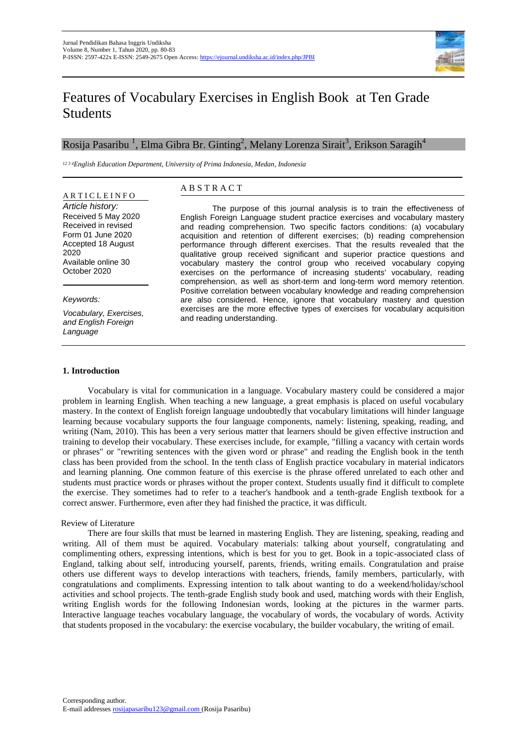# Features of Vocabulary Exercises in English Book at Ten Grade Students

Rosija Pasaribu [1], Elma Gibra Br. Ginting[2], Melany Lorenza Sirait[3], Erikson Saragih[4]

*[1 2 3 4]English Education Department, University of Prima Indonesia, Medan, Indonesia*

**ARTICLE INFO**

*Article history:*
Received 5 May 2020
Received in revised Form 01 June 2020
Accepted 18 August 2020
Available online 30 October 2020

*Keywords:*

*Vocabulary, Exercises, and English Foreign Language*

**ABSTRACT**

The purpose of this journal analysis is to train the effectiveness of English Foreign Language student practice exercises and vocabulary mastery and reading comprehension. Two specific factors conditions: (a) vocabulary acquisition and retention of different exercises; (b) reading comprehension performance through different exercises. That the results revealed that the qualitative group received significant and superior practice questions and vocabulary mastery the control group who received vocabulary copying exercises on the performance of increasing students' vocabulary, reading comprehension, as well as short-term and long-term word memory retention. Positive correlation between vocabulary knowledge and reading comprehension are also considered. Hence, ignore that vocabulary mastery and question exercises are the more effective types of exercises for vocabulary acquisition and reading understanding.

## 1. Introduction

Vocabulary is vital for communication in a language. Vocabulary mastery could be considered a major problem in learning English. When teaching a new language, a great emphasis is placed on useful vocabulary mastery. In the context of English foreign language undoubtedly that vocabulary limitations will hinder language learning because vocabulary supports the four language components, namely: listening, speaking, reading, and writing (Nam, 2010). This has been a very serious matter that learners should be given effective instruction and training to develop their vocabulary. These exercises include, for example, "filling a vacancy with certain words or phrases" or "rewriting sentences with the given word or phrase" and reading the English book in the tenth class has been provided from the school. In the tenth class of English practice vocabulary in material indicators and learning planning. One common feature of this exercise is the phrase offered unrelated to each other and students must practice words or phrases without the proper context. Students usually find it difficult to complete the exercise. They sometimes had to refer to a teacher's handbook and a tenth-grade English textbook for a correct answer. Furthermore, even after they had finished the practice, it was difficult.

Review of Literature

There are four skills that must be learned in mastering English. They are listening, speaking, reading and writing. All of them must be aquired. Vocabulary materials: talking about yourself, congratulating and complimenting others, expressing intentions, which is best for you to get. Book in a topic-associated class of England, talking about self, introducing yourself, parents, friends, writing emails. Congratulation and praise others use different ways to develop interactions with teachers, friends, family members, particularly, with congratulations and compliments. Expressing intention to talk about wanting to do a weekend/holiday/school activities and school projects. The tenth-grade English study book and used, matching words with their English, writing English words for the following Indonesian words, looking at the pictures in the warmer parts. Interactive language teaches vocabulary language, the vocabulary of words, the vocabulary of words. Activity that students proposed in the vocabulary: the exercise vocabulary, the builder vocabulary, the writing of email.

Corresponding author.
E-mail addresses rosijapasaribu123@gmail.com (Rosija Pasaribu)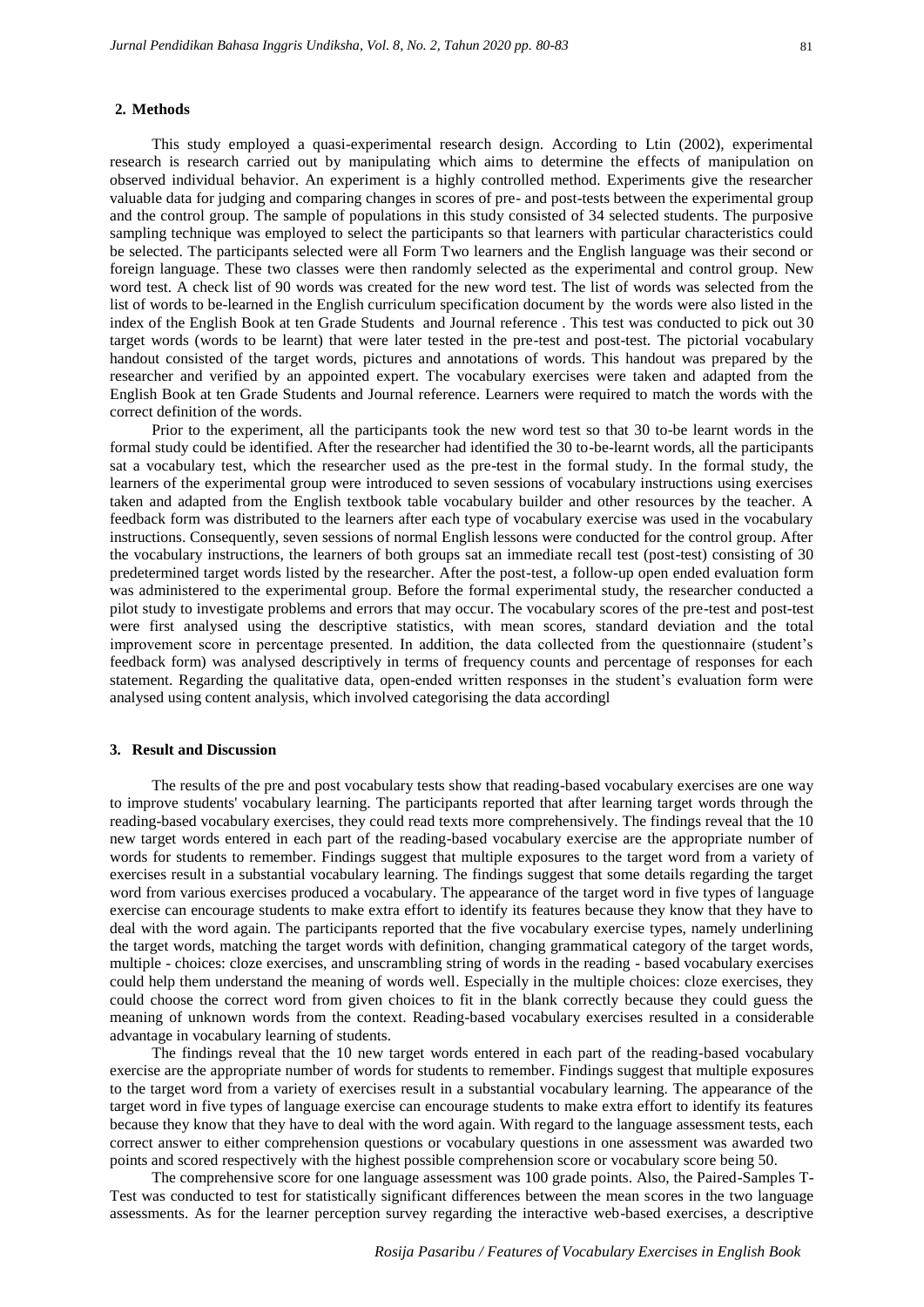## 2. Methods

This study employed a quasi-experimental research design. According to Ltin (2002), experimental research is research carried out by manipulating which aims to determine the effects of manipulation on observed individual behavior. An experiment is a highly controlled method. Experiments give the researcher valuable data for judging and comparing changes in scores of pre- and post-tests between the experimental group and the control group. The sample of populations in this study consisted of 34 selected students. The purposive sampling technique was employed to select the participants so that learners with particular characteristics could be selected. The participants selected were all Form Two learners and the English language was their second or foreign language. These two classes were then randomly selected as the experimental and control group. New word test. A check list of 90 words was created for the new word test. The list of words was selected from the list of words to be-learned in the English curriculum specification document by the words were also listed in the index of the English Book at ten Grade Students and Journal reference . This test was conducted to pick out 30 target words (words to be learnt) that were later tested in the pre-test and post-test. The pictorial vocabulary handout consisted of the target words, pictures and annotations of words. This handout was prepared by the researcher and verified by an appointed expert. The vocabulary exercises were taken and adapted from the English Book at ten Grade Students and Journal reference. Learners were required to match the words with the correct definition of the words.

Prior to the experiment, all the participants took the new word test so that 30 to-be learnt words in the formal study could be identified. After the researcher had identified the 30 to-be-learnt words, all the participants sat a vocabulary test, which the researcher used as the pre-test in the formal study. In the formal study, the learners of the experimental group were introduced to seven sessions of vocabulary instructions using exercises taken and adapted from the English textbook table vocabulary builder and other resources by the teacher. A feedback form was distributed to the learners after each type of vocabulary exercise was used in the vocabulary instructions. Consequently, seven sessions of normal English lessons were conducted for the control group. After the vocabulary instructions, the learners of both groups sat an immediate recall test (post-test) consisting of 30 predetermined target words listed by the researcher. After the post-test, a follow-up open ended evaluation form was administered to the experimental group. Before the formal experimental study, the researcher conducted a pilot study to investigate problems and errors that may occur. The vocabulary scores of the pre-test and post-test were first analysed using the descriptive statistics, with mean scores, standard deviation and the total improvement score in percentage presented. In addition, the data collected from the questionnaire (student's feedback form) was analysed descriptively in terms of frequency counts and percentage of responses for each statement. Regarding the qualitative data, open-ended written responses in the student's evaluation form were analysed using content analysis, which involved categorising the data accordingl

## 3. Result and Discussion

The results of the pre and post vocabulary tests show that reading-based vocabulary exercises are one way to improve students' vocabulary learning. The participants reported that after learning target words through the reading-based vocabulary exercises, they could read texts more comprehensively. The findings reveal that the 10 new target words entered in each part of the reading-based vocabulary exercise are the appropriate number of words for students to remember. Findings suggest that multiple exposures to the target word from a variety of exercises result in a substantial vocabulary learning. The findings suggest that some details regarding the target word from various exercises produced a vocabulary. The appearance of the target word in five types of language exercise can encourage students to make extra effort to identify its features because they know that they have to deal with the word again. The participants reported that the five vocabulary exercise types, namely underlining the target words, matching the target words with definition, changing grammatical category of the target words, multiple - choices: cloze exercises, and unscrambling string of words in the reading - based vocabulary exercises could help them understand the meaning of words well. Especially in the multiple choices: cloze exercises, they could choose the correct word from given choices to fit in the blank correctly because they could guess the meaning of unknown words from the context. Reading-based vocabulary exercises resulted in a considerable advantage in vocabulary learning of students.

The findings reveal that the 10 new target words entered in each part of the reading-based vocabulary exercise are the appropriate number of words for students to remember. Findings suggest that multiple exposures to the target word from a variety of exercises result in a substantial vocabulary learning. The appearance of the target word in five types of language exercise can encourage students to make extra effort to identify its features because they know that they have to deal with the word again. With regard to the language assessment tests, each correct answer to either comprehension questions or vocabulary questions in one assessment was awarded two points and scored respectively with the highest possible comprehension score or vocabulary score being 50.

The comprehensive score for one language assessment was 100 grade points. Also, the Paired-Samples T-Test was conducted to test for statistically significant differences between the mean scores in the two language assessments. As for the learner perception survey regarding the interactive web-based exercises, a descriptive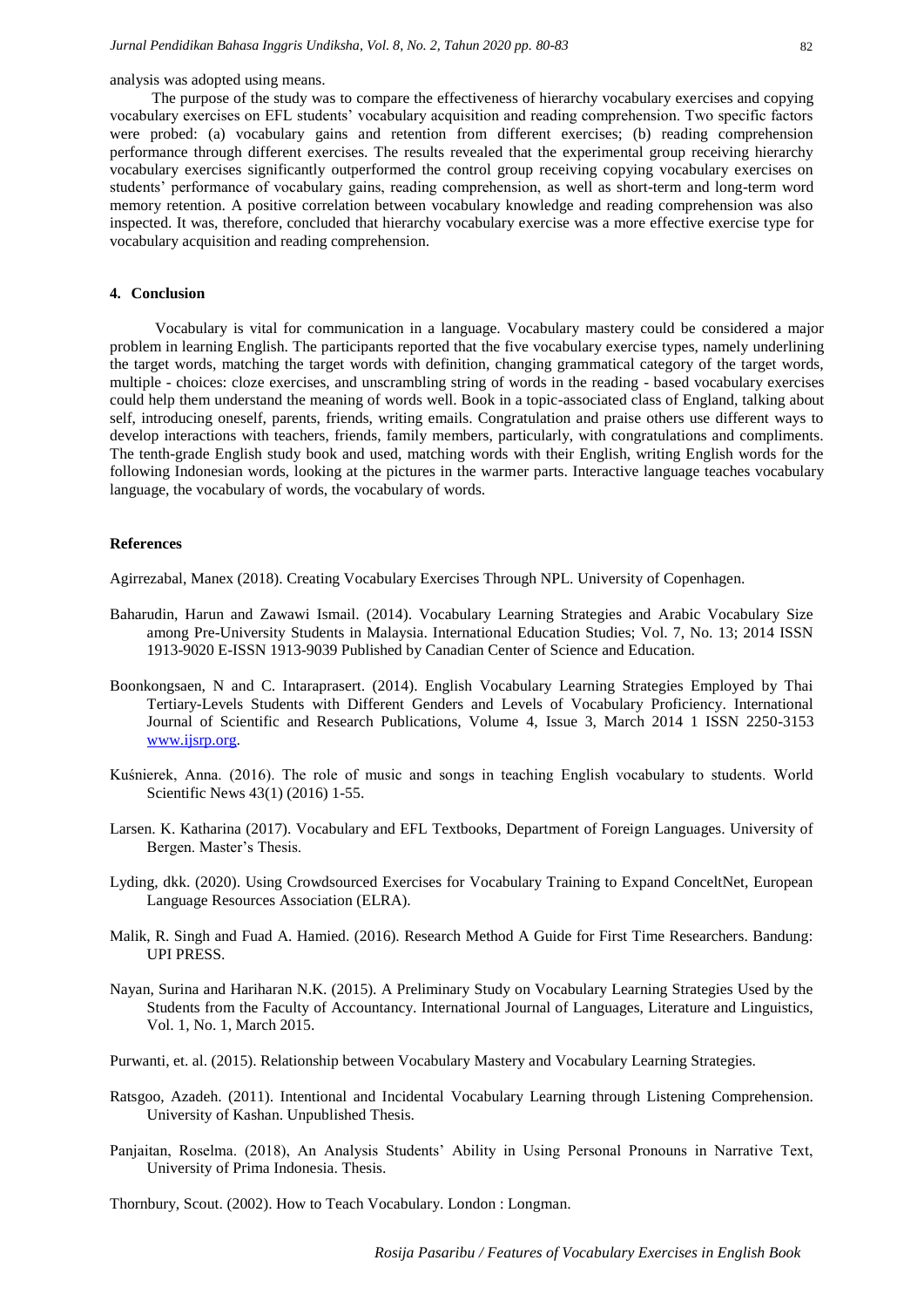analysis was adopted using means.

The purpose of the study was to compare the effectiveness of hierarchy vocabulary exercises and copying vocabulary exercises on EFL students' vocabulary acquisition and reading comprehension. Two specific factors were probed: (a) vocabulary gains and retention from different exercises; (b) reading comprehension performance through different exercises. The results revealed that the experimental group receiving hierarchy vocabulary exercises significantly outperformed the control group receiving copying vocabulary exercises on students' performance of vocabulary gains, reading comprehension, as well as short-term and long-term word memory retention. A positive correlation between vocabulary knowledge and reading comprehension was also inspected. It was, therefore, concluded that hierarchy vocabulary exercise was a more effective exercise type for vocabulary acquisition and reading comprehension.

## 4. Conclusion

Vocabulary is vital for communication in a language. Vocabulary mastery could be considered a major problem in learning English. The participants reported that the five vocabulary exercise types, namely underlining the target words, matching the target words with definition, changing grammatical category of the target words, multiple - choices: cloze exercises, and unscrambling string of words in the reading - based vocabulary exercises could help them understand the meaning of words well. Book in a topic-associated class of England, talking about self, introducing oneself, parents, friends, writing emails. Congratulation and praise others use different ways to develop interactions with teachers, friends, family members, particularly, with congratulations and compliments. The tenth-grade English study book and used, matching words with their English, writing English words for the following Indonesian words, looking at the pictures in the warmer parts. Interactive language teaches vocabulary language, the vocabulary of words, the vocabulary of words.

## References

Agirrezabal, Manex (2018). Creating Vocabulary Exercises Through NPL. University of Copenhagen.

Baharudin, Harun and Zawawi Ismail. (2014). Vocabulary Learning Strategies and Arabic Vocabulary Size among Pre-University Students in Malaysia. International Education Studies; Vol. 7, No. 13; 2014 ISSN 1913-9020 E-ISSN 1913-9039 Published by Canadian Center of Science and Education.

Boonkongsaen, N and C. Intaraprasert. (2014). English Vocabulary Learning Strategies Employed by Thai Tertiary-Levels Students with Different Genders and Levels of Vocabulary Proficiency. International Journal of Scientific and Research Publications, Volume 4, Issue 3, March 2014 1 ISSN 2250-3153 www.ijsrp.org.

Kuśnierek, Anna. (2016). The role of music and songs in teaching English vocabulary to students. World Scientific News 43(1) (2016) 1-55.

Larsen. K. Katharina (2017). Vocabulary and EFL Textbooks, Department of Foreign Languages. University of Bergen. Master's Thesis.

Lyding, dkk. (2020). Using Crowdsourced Exercises for Vocabulary Training to Expand ConceltNet, European Language Resources Association (ELRA).

Malik, R. Singh and Fuad A. Hamied. (2016). Research Method A Guide for First Time Researchers. Bandung: UPI PRESS.

Nayan, Surina and Hariharan N.K. (2015). A Preliminary Study on Vocabulary Learning Strategies Used by the Students from the Faculty of Accountancy. International Journal of Languages, Literature and Linguistics, Vol. 1, No. 1, March 2015.

Purwanti, et. al. (2015). Relationship between Vocabulary Mastery and Vocabulary Learning Strategies.

Ratsgoo, Azadeh. (2011). Intentional and Incidental Vocabulary Learning through Listening Comprehension. University of Kashan. Unpublished Thesis.

Panjaitan, Roselma. (2018), An Analysis Students' Ability in Using Personal Pronouns in Narrative Text, University of Prima Indonesia. Thesis.

Thornbury, Scout. (2002). How to Teach Vocabulary. London : Longman.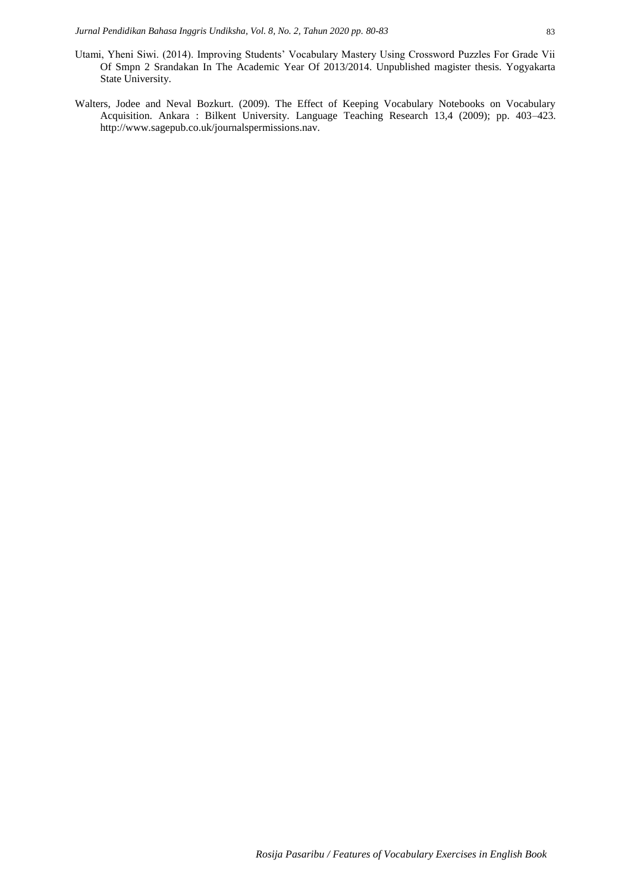Utami, Yheni Siwi. (2014). Improving Students' Vocabulary Mastery Using Crossword Puzzles For Grade Vii Of Smpn 2 Srandakan In The Academic Year Of 2013/2014. Unpublished magister thesis. Yogyakarta State University.

Walters, Jodee and Neval Bozkurt. (2009). The Effect of Keeping Vocabulary Notebooks on Vocabulary Acquisition. Ankara : Bilkent University. Language Teaching Research 13,4 (2009); pp. 403–423. http://www.sagepub.co.uk/journalspermissions.nav.